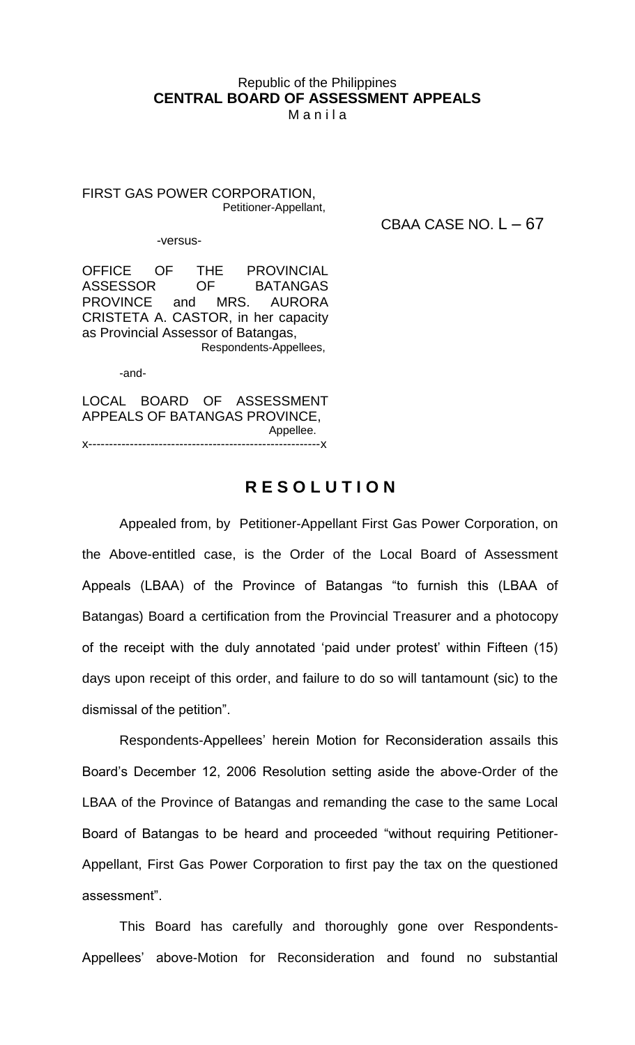Republic of the Philippines
**CENTRAL BOARD OF ASSESSMENT APPEALS**
Manila

FIRST GAS POWER CORPORATION,
Petitioner-Appellant,

CBAA CASE NO. L – 67

-versus-

OFFICE OF THE PROVINCIAL ASSESSOR OF BATANGAS PROVINCE and MRS. AURORA CRISTETA A. CASTOR, in her capacity as Provincial Assessor of Batangas,
Respondents-Appellees,

-and-

LOCAL BOARD OF ASSESSMENT APPEALS OF BATANGAS PROVINCE,
Appellee.
x--------------------------------------------------------x

## RESOLUTION

Appealed from, by Petitioner-Appellant First Gas Power Corporation, on the Above-entitled case, is the Order of the Local Board of Assessment Appeals (LBAA) of the Province of Batangas "to furnish this (LBAA of Batangas) Board a certification from the Provincial Treasurer and a photocopy of the receipt with the duly annotated 'paid under protest' within Fifteen (15) days upon receipt of this order, and failure to do so will tantamount (sic) to the dismissal of the petition".

Respondents-Appellees' herein Motion for Reconsideration assails this Board's December 12, 2006 Resolution setting aside the above-Order of the LBAA of the Province of Batangas and remanding the case to the same Local Board of Batangas to be heard and proceeded "without requiring Petitioner-Appellant, First Gas Power Corporation to first pay the tax on the questioned assessment".

This Board has carefully and thoroughly gone over Respondents-Appellees' above-Motion for Reconsideration and found no substantial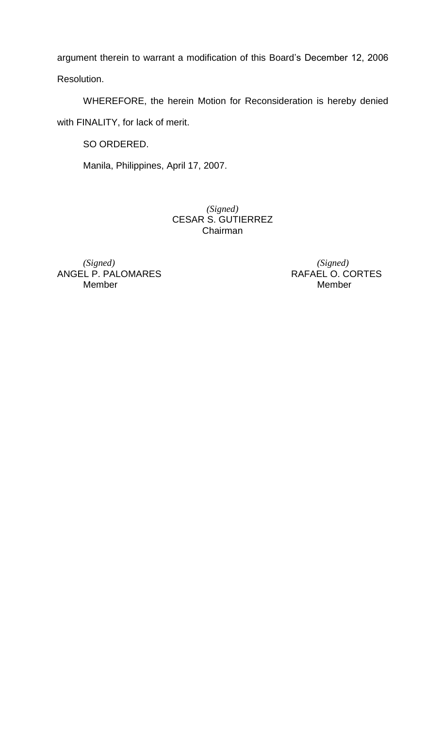argument therein to warrant a modification of this Board's December 12, 2006 Resolution.

WHEREFORE, the herein Motion for Reconsideration is hereby denied with FINALITY, for lack of merit.

SO ORDERED.

Manila, Philippines, April 17, 2007.

*(Signed)*
CESAR S. GUTIERREZ
Chairman

*(Signed)*
ANGEL P. PALOMARES
Member

*(Signed)*
RAFAEL O. CORTES
Member